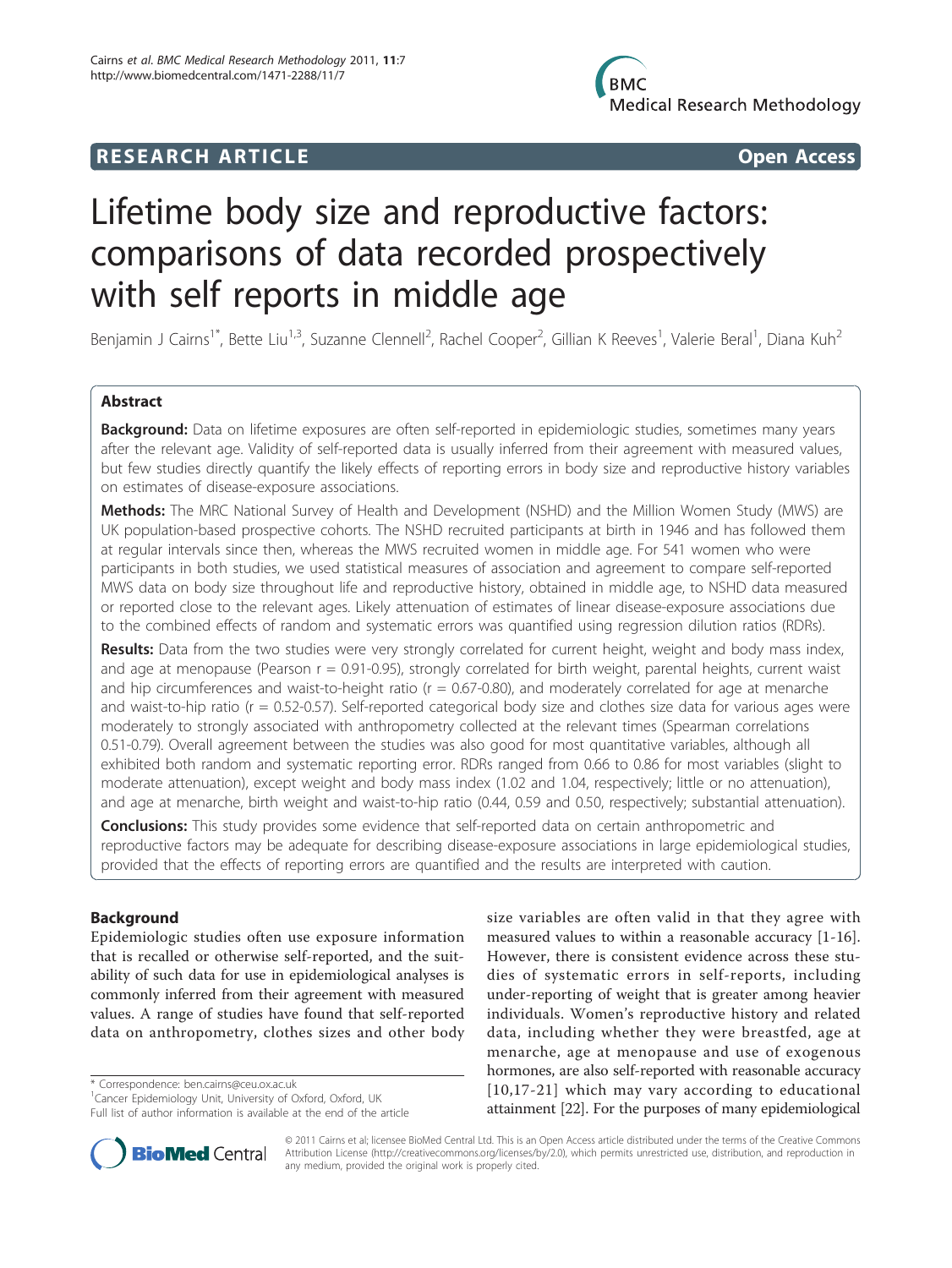**RESEARCH ARTICLE** **Open Access**

# Lifetime body size and reproductive factors: comparisons of data recorded prospectively with self reports in middle age

Benjamin J Cairns[1*], Bette Liu[1,3], Suzanne Clennell[2], Rachel Cooper[2], Gillian K Reeves[1], Valerie Beral[1], Diana Kuh[2]

## Abstract

**Background:** Data on lifetime exposures are often self-reported in epidemiologic studies, sometimes many years after the relevant age. Validity of self-reported data is usually inferred from their agreement with measured values, but few studies directly quantify the likely effects of reporting errors in body size and reproductive history variables on estimates of disease-exposure associations.

**Methods:** The MRC National Survey of Health and Development (NSHD) and the Million Women Study (MWS) are UK population-based prospective cohorts. The NSHD recruited participants at birth in 1946 and has followed them at regular intervals since then, whereas the MWS recruited women in middle age. For 541 women who were participants in both studies, we used statistical measures of association and agreement to compare self-reported MWS data on body size throughout life and reproductive history, obtained in middle age, to NSHD data measured or reported close to the relevant ages. Likely attenuation of estimates of linear disease-exposure associations due to the combined effects of random and systematic errors was quantified using regression dilution ratios (RDRs).

**Results:** Data from the two studies were very strongly correlated for current height, weight and body mass index, and age at menopause (Pearson r = 0.91-0.95), strongly correlated for birth weight, parental heights, current waist and hip circumferences and waist-to-height ratio (r = 0.67-0.80), and moderately correlated for age at menarche and waist-to-hip ratio (r = 0.52-0.57). Self-reported categorical body size and clothes size data for various ages were moderately to strongly associated with anthropometry collected at the relevant times (Spearman correlations 0.51-0.79). Overall agreement between the studies was also good for most quantitative variables, although all exhibited both random and systematic reporting error. RDRs ranged from 0.66 to 0.86 for most variables (slight to moderate attenuation), except weight and body mass index (1.02 and 1.04, respectively; little or no attenuation), and age at menarche, birth weight and waist-to-hip ratio (0.44, 0.59 and 0.50, respectively; substantial attenuation).

**Conclusions:** This study provides some evidence that self-reported data on certain anthropometric and reproductive factors may be adequate for describing disease-exposure associations in large epidemiological studies, provided that the effects of reporting errors are quantified and the results are interpreted with caution.

## Background

Epidemiologic studies often use exposure information that is recalled or otherwise self-reported, and the suitability of such data for use in epidemiological analyses is commonly inferred from their agreement with measured values. A range of studies have found that self-reported data on anthropometry, clothes sizes and other body size variables are often valid in that they agree with measured values to within a reasonable accuracy [1-16]. However, there is consistent evidence across these studies of systematic errors in self-reports, including under-reporting of weight that is greater among heavier individuals. Women's reproductive history and related data, including whether they were breastfed, age at menarche, age at menopause and use of exogenous hormones, are also self-reported with reasonable accuracy [10,17-21] which may vary according to educational attainment [22]. For the purposes of many epidemiological

\* Correspondence: ben.cairns@ceu.ox.ac.uk
[1]Cancer Epidemiology Unit, University of Oxford, Oxford, UK
Full list of author information is available at the end of the article

© 2011 Cairns et al; licensee BioMed Central Ltd. This is an Open Access article distributed under the terms of the Creative Commons Attribution License (http://creativecommons.org/licenses/by/2.0), which permits unrestricted use, distribution, and reproduction in any medium, provided the original work is properly cited.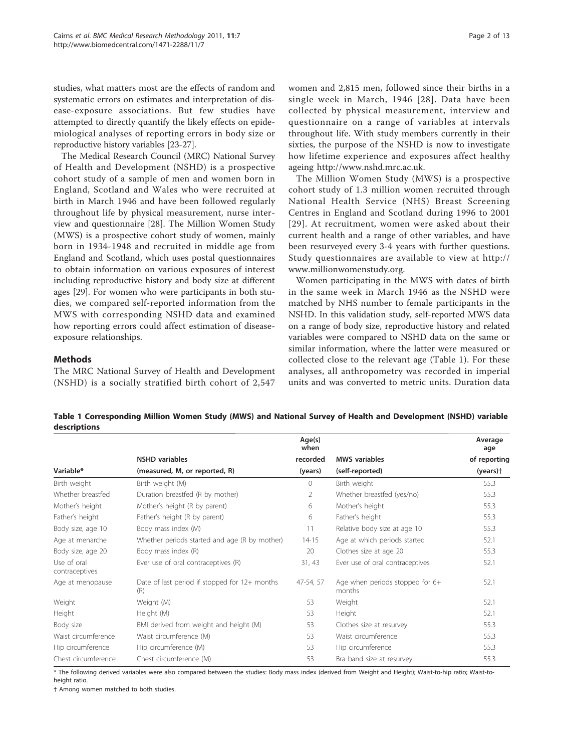studies, what matters most are the effects of random and systematic errors on estimates and interpretation of disease-exposure associations. But few studies have attempted to directly quantify the likely effects on epidemiological analyses of reporting errors in body size or reproductive history variables [23-27].

The Medical Research Council (MRC) National Survey of Health and Development (NSHD) is a prospective cohort study of a sample of men and women born in England, Scotland and Wales who were recruited at birth in March 1946 and have been followed regularly throughout life by physical measurement, nurse interview and questionnaire [28]. The Million Women Study (MWS) is a prospective cohort study of women, mainly born in 1934-1948 and recruited in middle age from England and Scotland, which uses postal questionnaires to obtain information on various exposures of interest including reproductive history and body size at different ages [29]. For women who were participants in both studies, we compared self-reported information from the MWS with corresponding NSHD data and examined how reporting errors could affect estimation of disease-exposure relationships.

## Methods

The MRC National Survey of Health and Development (NSHD) is a socially stratified birth cohort of 2,547 women and 2,815 men, followed since their births in a single week in March, 1946 [28]. Data have been collected by physical measurement, interview and questionnaire on a range of variables at intervals throughout life. With study members currently in their sixties, the purpose of the NSHD is now to investigate how lifetime experience and exposures affect healthy ageing http://www.nshd.mrc.ac.uk.

The Million Women Study (MWS) is a prospective cohort study of 1.3 million women recruited through National Health Service (NHS) Breast Screening Centres in England and Scotland during 1996 to 2001 [29]. At recruitment, women were asked about their current health and a range of other variables, and have been resurveyed every 3-4 years with further questions. Study questionnaires are available to view at http://www.millionwomenstudy.org.

Women participating in the MWS with dates of birth in the same week in March 1946 as the NSHD were matched by NHS number to female participants in the NSHD. In this validation study, self-reported MWS data on a range of body size, reproductive history and related variables were compared to NSHD data on the same or similar information, where the latter were measured or collected close to the relevant age (Table 1). For these analyses, all anthropometry was recorded in imperial units and was converted to metric units. Duration data

**Table 1 Corresponding Million Women Study (MWS) and National Survey of Health and Development (NSHD) variable descriptions**

| Variable* | NSHD variables (measured, M, or reported, R) | Age(s) when recorded (years) | MWS variables (self-reported) | Average age of reporting (years)† |
|---|---|---|---|---|
| Birth weight | Birth weight (M) | 0 | Birth weight | 55.3 |
| Whether breastfed | Duration breastfed (R by mother) | 2 | Whether breastfed (yes/no) | 55.3 |
| Mother's height | Mother's height (R by parent) | 6 | Mother's height | 55.3 |
| Father's height | Father's height (R by parent) | 6 | Father's height | 55.3 |
| Body size, age 10 | Body mass index (M) | 11 | Relative body size at age 10 | 55.3 |
| Age at menarche | Whether periods started and age (R by mother) | 14-15 | Age at which periods started | 52.1 |
| Body size, age 20 | Body mass index (R) | 20 | Clothes size at age 20 | 55.3 |
| Use of oral contraceptives | Ever use of oral contraceptives (R) | 31, 43 | Ever use of oral contraceptives | 52.1 |
| Age at menopause | Date of last period if stopped for 12+ months (R) | 47-54, 57 | Age when periods stopped for 6+ months | 52.1 |
| Weight | Weight (M) | 53 | Weight | 52.1 |
| Height | Height (M) | 53 | Height | 52.1 |
| Body size | BMI derived from weight and height (M) | 53 | Clothes size at resurvey | 55.3 |
| Waist circumference | Waist circumference (M) | 53 | Waist circumference | 55.3 |
| Hip circumference | Hip circumference (M) | 53 | Hip circumference | 55.3 |
| Chest circumference | Chest circumference (M) | 53 | Bra band size at resurvey | 55.3 |

\* The following derived variables were also compared between the studies: Body mass index (derived from Weight and Height); Waist-to-hip ratio; Waist-to-height ratio.

† Among women matched to both studies.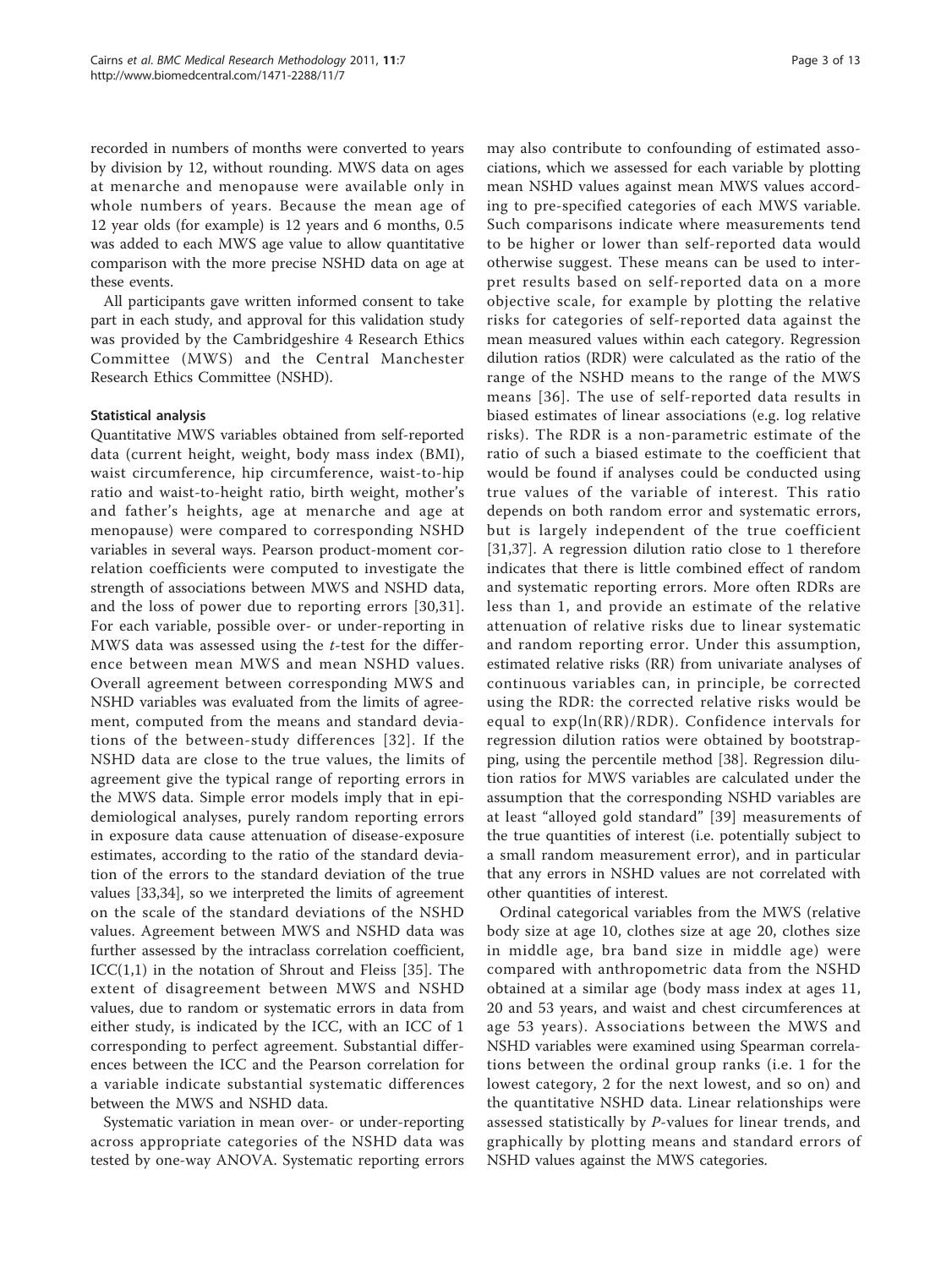recorded in numbers of months were converted to years by division by 12, without rounding. MWS data on ages at menarche and menopause were available only in whole numbers of years. Because the mean age of 12 year olds (for example) is 12 years and 6 months, 0.5 was added to each MWS age value to allow quantitative comparison with the more precise NSHD data on age at these events.

All participants gave written informed consent to take part in each study, and approval for this validation study was provided by the Cambridgeshire 4 Research Ethics Committee (MWS) and the Central Manchester Research Ethics Committee (NSHD).

### Statistical analysis

Quantitative MWS variables obtained from self-reported data (current height, weight, body mass index (BMI), waist circumference, hip circumference, waist-to-hip ratio and waist-to-height ratio, birth weight, mother's and father's heights, age at menarche and age at menopause) were compared to corresponding NSHD variables in several ways. Pearson product-moment correlation coefficients were computed to investigate the strength of associations between MWS and NSHD data, and the loss of power due to reporting errors [30,31]. For each variable, possible over- or under-reporting in MWS data was assessed using the *t*-test for the difference between mean MWS and mean NSHD values. Overall agreement between corresponding MWS and NSHD variables was evaluated from the limits of agreement, computed from the means and standard deviations of the between-study differences [32]. If the NSHD data are close to the true values, the limits of agreement give the typical range of reporting errors in the MWS data. Simple error models imply that in epidemiological analyses, purely random reporting errors in exposure data cause attenuation of disease-exposure estimates, according to the ratio of the standard deviation of the errors to the standard deviation of the true values [33,34], so we interpreted the limits of agreement on the scale of the standard deviations of the NSHD values. Agreement between MWS and NSHD data was further assessed by the intraclass correlation coefficient, ICC(1,1) in the notation of Shrout and Fleiss [35]. The extent of disagreement between MWS and NSHD values, due to random or systematic errors in data from either study, is indicated by the ICC, with an ICC of 1 corresponding to perfect agreement. Substantial differences between the ICC and the Pearson correlation for a variable indicate substantial systematic differences between the MWS and NSHD data.

Systematic variation in mean over- or under-reporting across appropriate categories of the NSHD data was tested by one-way ANOVA. Systematic reporting errors may also contribute to confounding of estimated associations, which we assessed for each variable by plotting mean NSHD values against mean MWS values according to pre-specified categories of each MWS variable. Such comparisons indicate where measurements tend to be higher or lower than self-reported data would otherwise suggest. These means can be used to interpret results based on self-reported data on a more objective scale, for example by plotting the relative risks for categories of self-reported data against the mean measured values within each category. Regression dilution ratios (RDR) were calculated as the ratio of the range of the NSHD means to the range of the MWS means [36]. The use of self-reported data results in biased estimates of linear associations (e.g. log relative risks). The RDR is a non-parametric estimate of the ratio of such a biased estimate to the coefficient that would be found if analyses could be conducted using true values of the variable of interest. This ratio depends on both random error and systematic errors, but is largely independent of the true coefficient [31,37]. A regression dilution ratio close to 1 therefore indicates that there is little combined effect of random and systematic reporting errors. More often RDRs are less than 1, and provide an estimate of the relative attenuation of relative risks due to linear systematic and random reporting error. Under this assumption, estimated relative risks (RR) from univariate analyses of continuous variables can, in principle, be corrected using the RDR: the corrected relative risks would be equal to $\exp(\ln(RR)/RDR)$. Confidence intervals for regression dilution ratios were obtained by bootstrapping, using the percentile method [38]. Regression dilution ratios for MWS variables are calculated under the assumption that the corresponding NSHD variables are at least "alloyed gold standard" [39] measurements of the true quantities of interest (i.e. potentially subject to a small random measurement error), and in particular that any errors in NSHD values are not correlated with other quantities of interest.

Ordinal categorical variables from the MWS (relative body size at age 10, clothes size at age 20, clothes size in middle age, bra band size in middle age) were compared with anthropometric data from the NSHD obtained at a similar age (body mass index at ages 11, 20 and 53 years, and waist and chest circumferences at age 53 years). Associations between the MWS and NSHD variables were examined using Spearman correlations between the ordinal group ranks (i.e. 1 for the lowest category, 2 for the next lowest, and so on) and the quantitative NSHD data. Linear relationships were assessed statistically by *P*-values for linear trends, and graphically by plotting means and standard errors of NSHD values against the MWS categories.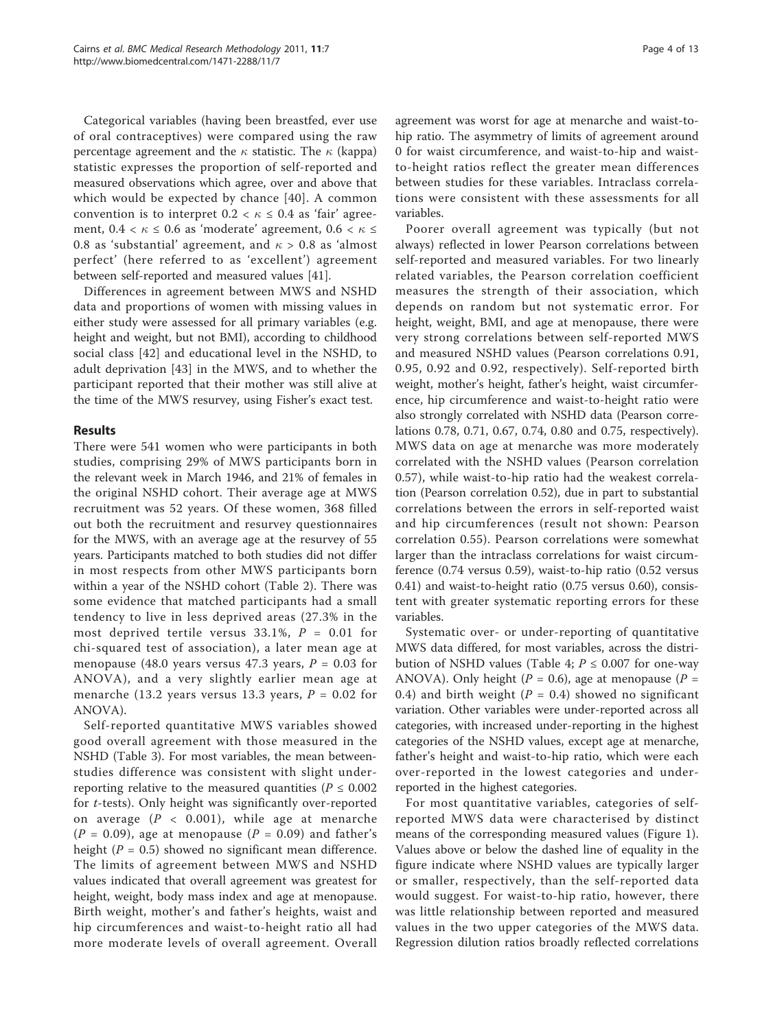Categorical variables (having been breastfed, ever use of oral contraceptives) were compared using the raw percentage agreement and the $\kappa$ statistic. The $\kappa$ (kappa) statistic expresses the proportion of self-reported and measured observations which agree, over and above that which would be expected by chance [40]. A common convention is to interpret $0.2 < \kappa \leq 0.4$ as 'fair' agreement, $0.4 < \kappa \leq 0.6$ as 'moderate' agreement, $0.6 < \kappa \leq 0.8$ as 'substantial' agreement, and $\kappa > 0.8$ as 'almost perfect' (here referred to as 'excellent') agreement between self-reported and measured values [41].

Differences in agreement between MWS and NSHD data and proportions of women with missing values in either study were assessed for all primary variables (e.g. height and weight, but not BMI), according to childhood social class [42] and educational level in the NSHD, to adult deprivation [43] in the MWS, and to whether the participant reported that their mother was still alive at the time of the MWS resurvey, using Fisher's exact test.

## Results

There were 541 women who were participants in both studies, comprising 29% of MWS participants born in the relevant week in March 1946, and 21% of females in the original NSHD cohort. Their average age at MWS recruitment was 52 years. Of these women, 368 filled out both the recruitment and resurvey questionnaires for the MWS, with an average age at the resurvey of 55 years. Participants matched to both studies did not differ in most respects from other MWS participants born within a year of the NSHD cohort (Table 2). There was some evidence that matched participants had a small tendency to live in less deprived areas (27.3% in the most deprived tertile versus 33.1%, $P = 0.01$ for chi-squared test of association), a later mean age at menopause (48.0 years versus 47.3 years, $P = 0.03$ for ANOVA), and a very slightly earlier mean age at menarche (13.2 years versus 13.3 years, $P = 0.02$ for ANOVA).

Self-reported quantitative MWS variables showed good overall agreement with those measured in the NSHD (Table 3). For most variables, the mean between-studies difference was consistent with slight under-reporting relative to the measured quantities ($P \leq 0.002$ for *t*-tests). Only height was significantly over-reported on average ($P < 0.001$), while age at menarche ($P = 0.09$), age at menopause ($P = 0.09$) and father's height ($P = 0.5$) showed no significant mean difference. The limits of agreement between MWS and NSHD values indicated that overall agreement was greatest for height, weight, body mass index and age at menopause. Birth weight, mother's and father's heights, waist and hip circumferences and waist-to-height ratio all had more moderate levels of overall agreement. Overall agreement was worst for age at menarche and waist-to-hip ratio. The asymmetry of limits of agreement around 0 for waist circumference, and waist-to-hip and waist-to-height ratios reflect the greater mean differences between studies for these variables. Intraclass correlations were consistent with these assessments for all variables.

Poorer overall agreement was typically (but not always) reflected in lower Pearson correlations between self-reported and measured variables. For two linearly related variables, the Pearson correlation coefficient measures the strength of their association, which depends on random but not systematic error. For height, weight, BMI, and age at menopause, there were very strong correlations between self-reported MWS and measured NSHD values (Pearson correlations 0.91, 0.95, 0.92 and 0.92, respectively). Self-reported birth weight, mother's height, father's height, waist circumference, hip circumference and waist-to-height ratio were also strongly correlated with NSHD data (Pearson correlations 0.78, 0.71, 0.67, 0.74, 0.80 and 0.75, respectively). MWS data on age at menarche was more moderately correlated with the NSHD values (Pearson correlation 0.57), while waist-to-hip ratio had the weakest correlation (Pearson correlation 0.52), due in part to substantial correlations between the errors in self-reported waist and hip circumferences (result not shown: Pearson correlation 0.55). Pearson correlations were somewhat larger than the intraclass correlations for waist circumference (0.74 versus 0.59), waist-to-hip ratio (0.52 versus 0.41) and waist-to-height ratio (0.75 versus 0.60), consistent with greater systematic reporting errors for these variables.

Systematic over- or under-reporting of quantitative MWS data differed, for most variables, across the distribution of NSHD values (Table 4; $P \leq 0.007$ for one-way ANOVA). Only height ($P = 0.6$), age at menopause ($P = 0.4$) and birth weight ($P = 0.4$) showed no significant variation. Other variables were under-reported across all categories, with increased under-reporting in the highest categories of the NSHD values, except age at menarche, father's height and waist-to-hip ratio, which were each over-reported in the lowest categories and under-reported in the highest categories.

For most quantitative variables, categories of self-reported MWS data were characterised by distinct means of the corresponding measured values (Figure 1). Values above or below the dashed line of equality in the figure indicate where NSHD values are typically larger or smaller, respectively, than the self-reported data would suggest. For waist-to-hip ratio, however, there was little relationship between reported and measured values in the two upper categories of the MWS data. Regression dilution ratios broadly reflected correlations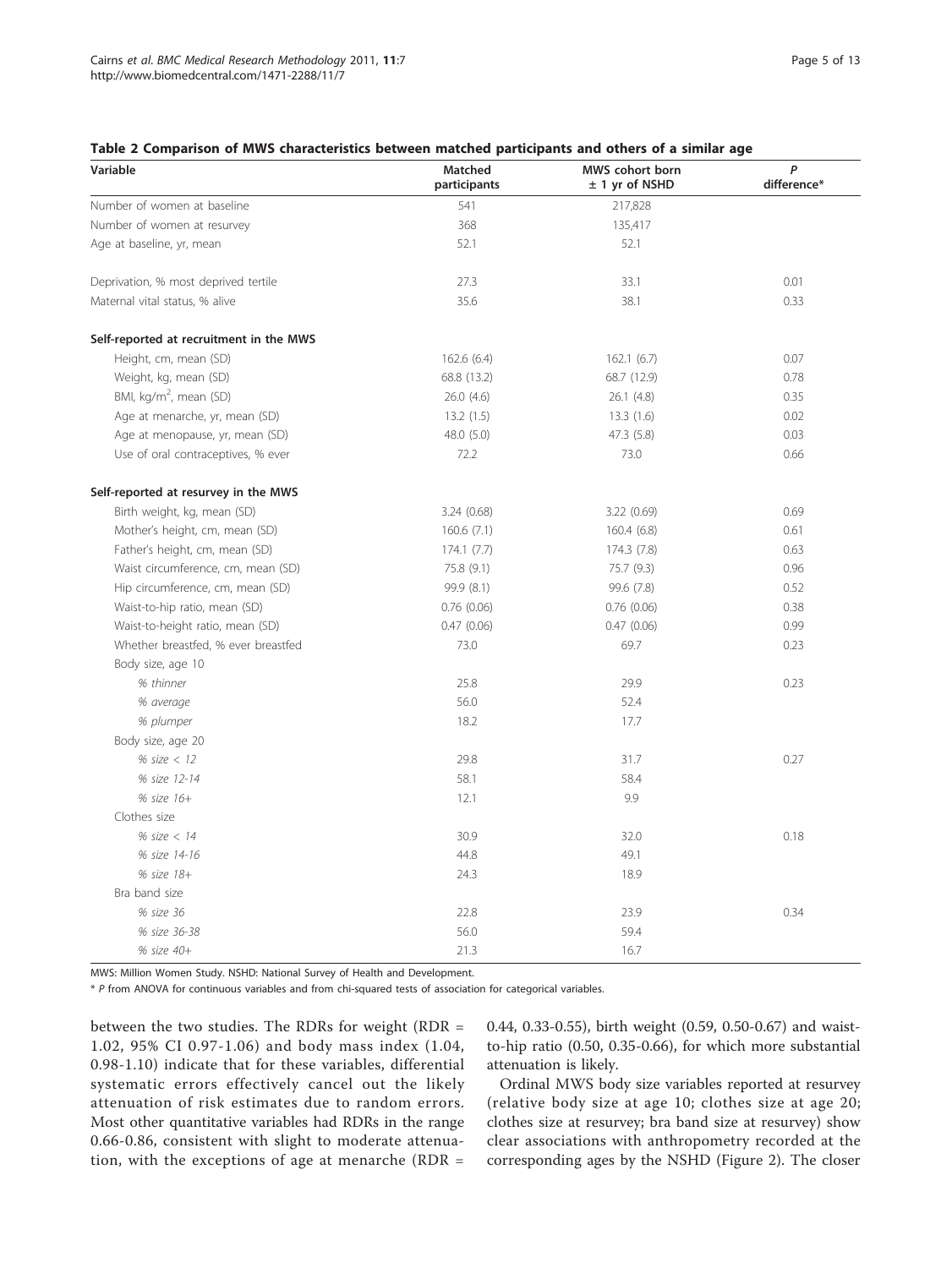**Table 2 Comparison of MWS characteristics between matched participants and others of a similar age**

| Variable | Matched participants | MWS cohort born ± 1 yr of NSHD | *P* difference* |
|---|---|---|---|
| Number of women at baseline | 541 | 217,828 | |
| Number of women at resurvey | 368 | 135,417 | |
| Age at baseline, yr, mean | 52.1 | 52.1 | |
| Deprivation, % most deprived tertile | 27.3 | 33.1 | 0.01 |
| Maternal vital status, % alive | 35.6 | 38.1 | 0.33 |
| **Self-reported at recruitment in the MWS** | | | |
| Height, cm, mean (SD) | 162.6 (6.4) | 162.1 (6.7) | 0.07 |
| Weight, kg, mean (SD) | 68.8 (13.2) | 68.7 (12.9) | 0.78 |
| BMI, $kg/m^2$, mean (SD) | 26.0 (4.6) | 26.1 (4.8) | 0.35 |
| Age at menarche, yr, mean (SD) | 13.2 (1.5) | 13.3 (1.6) | 0.02 |
| Age at menopause, yr, mean (SD) | 48.0 (5.0) | 47.3 (5.8) | 0.03 |
| Use of oral contraceptives, % ever | 72.2 | 73.0 | 0.66 |
| **Self-reported at resurvey in the MWS** | | | |
| Birth weight, kg, mean (SD) | 3.24 (0.68) | 3.22 (0.69) | 0.69 |
| Mother's height, cm, mean (SD) | 160.6 (7.1) | 160.4 (6.8) | 0.61 |
| Father's height, cm, mean (SD) | 174.1 (7.7) | 174.3 (7.8) | 0.63 |
| Waist circumference, cm, mean (SD) | 75.8 (9.1) | 75.7 (9.3) | 0.96 |
| Hip circumference, cm, mean (SD) | 99.9 (8.1) | 99.6 (7.8) | 0.52 |
| Waist-to-hip ratio, mean (SD) | 0.76 (0.06) | 0.76 (0.06) | 0.38 |
| Waist-to-height ratio, mean (SD) | 0.47 (0.06) | 0.47 (0.06) | 0.99 |
| Whether breastfed, % ever breastfed | 73.0 | 69.7 | 0.23 |
| Body size, age 10 | | | |
| *% thinner* | 25.8 | 29.9 | 0.23 |
| *% average* | 56.0 | 52.4 | |
| *% plumper* | 18.2 | 17.7 | |
| Body size, age 20 | | | |
| *% size < 12* | 29.8 | 31.7 | 0.27 |
| *% size 12-14* | 58.1 | 58.4 | |
| *% size 16+* | 12.1 | 9.9 | |
| Clothes size | | | |
| *% size < 14* | 30.9 | 32.0 | 0.18 |
| *% size 14-16* | 44.8 | 49.1 | |
| *% size 18+* | 24.3 | 18.9 | |
| Bra band size | | | |
| *% size 36* | 22.8 | 23.9 | 0.34 |
| *% size 36-38* | 56.0 | 59.4 | |
| *% size 40+* | 21.3 | 16.7 | |

MWS: Million Women Study. NSHD: National Survey of Health and Development.

\* *P* from ANOVA for continuous variables and from chi-squared tests of association for categorical variables.

between the two studies. The RDRs for weight (RDR = 1.02, 95% CI 0.97-1.06) and body mass index (1.04, 0.98-1.10) indicate that for these variables, differential systematic errors effectively cancel out the likely attenuation of risk estimates due to random errors. Most other quantitative variables had RDRs in the range 0.66-0.86, consistent with slight to moderate attenuation, with the exceptions of age at menarche (RDR = 0.44, 0.33-0.55), birth weight (0.59, 0.50-0.67) and waist-to-hip ratio (0.50, 0.35-0.66), for which more substantial attenuation is likely.

Ordinal MWS body size variables reported at resurvey (relative body size at age 10; clothes size at age 20; clothes size at resurvey; bra band size at resurvey) show clear associations with anthropometry recorded at the corresponding ages by the NSHD (Figure 2). The closer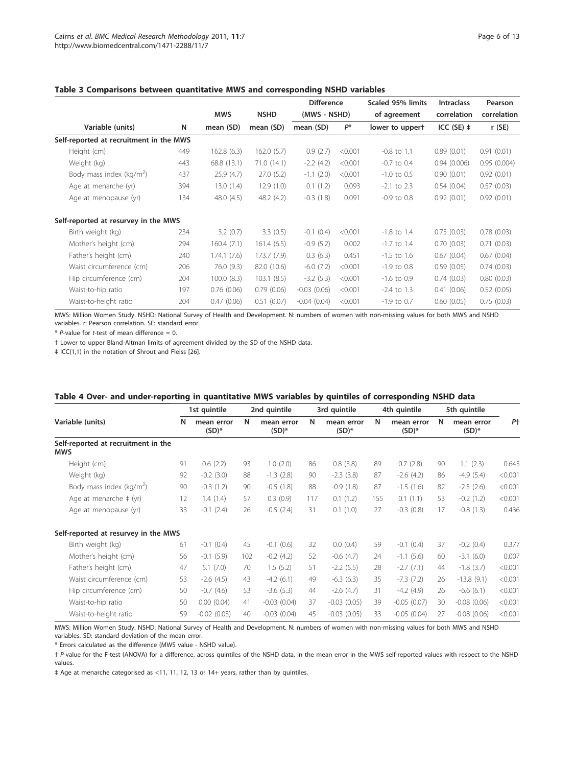**Table 3 Comparisons between quantitative MWS and corresponding NSHD variables**

| Variable (units) | N | MWS mean (SD) | NSHD mean (SD) | Difference (MWS - NSHD) mean (SD) | $P$* | Scaled 95% limits of agreement lower to upper† | Intraclass correlation ICC (SE) ‡ | Pearson correlation r (SE) |
|---|---|---|---|---|---|---|---|---|
| **Self-reported at recruitment in the MWS** | | | | | | | | |
| Height (cm) | 449 | 162.8 (6.3) | 162.0 (5.7) | 0.9 (2.7) | <0.001 | -0.8 to 1.1 | 0.89 (0.01) | 0.91 (0.01) |
| Weight (kg) | 443 | 68.8 (13.1) | 71.0 (14.1) | -2.2 (4.2) | <0.001 | -0.7 to 0.4 | 0.94 (0.006) | 0.95 (0.004) |
| Body mass index (kg/m$^2$) | 437 | 25.9 (4.7) | 27.0 (5.2) | -1.1 (2.0) | <0.001 | -1.0 to 0.5 | 0.90 (0.01) | 0.92 (0.01) |
| Age at menarche (yr) | 394 | 13.0 (1.4) | 12.9 (1.0) | 0.1 (1.2) | 0.093 | -2.1 to 2.3 | 0.54 (0.04) | 0.57 (0.03) |
| Age at menopause (yr) | 134 | 48.0 (4.5) | 48.2 (4.2) | -0.3 (1.8) | 0.091 | -0.9 to 0.8 | 0.92 (0.01) | 0.92 (0.01) |
| **Self-reported at resurvey in the MWS** | | | | | | | | |
| Birth weight (kg) | 234 | 3.2 (0.7) | 3.3 (0.5) | -0.1 (0.4) | <0.001 | -1.8 to 1.4 | 0.75 (0.03) | 0.78 (0.03) |
| Mother's height (cm) | 294 | 160.4 (7.1) | 161.4 (6.5) | -0.9 (5.2) | 0.002 | -1.7 to 1.4 | 0.70 (0.03) | 0.71 (0.03) |
| Father's height (cm) | 240 | 174.1 (7.6) | 173.7 (7.9) | 0.3 (6.3) | 0.451 | -1.5 to 1.6 | 0.67 (0.04) | 0.67 (0.04) |
| Waist circumference (cm) | 206 | 76.0 (9.3) | 82.0 (10.6) | -6.0 (7.2) | <0.001 | -1.9 to 0.8 | 0.59 (0.05) | 0.74 (0.03) |
| Hip circumference (cm) | 204 | 100.0 (8.3) | 103.1 (8.5) | -3.2 (5.3) | <0.001 | -1.6 to 0.9 | 0.74 (0.03) | 0.80 (0.03) |
| Waist-to-hip ratio | 197 | 0.76 (0.06) | 0.79 (0.06) | -0.03 (0.06) | <0.001 | -2.4 to 1.3 | 0.41 (0.06) | 0.52 (0.05) |
| Waist-to-height ratio | 204 | 0.47 (0.06) | 0.51 (0.07) | -0.04 (0.04) | <0.001 | -1.9 to 0.7 | 0.60 (0.05) | 0.75 (0.03) |

MWS: Million Women Study. NSHD: National Survey of Health and Development. N: numbers of women with non-missing values for both MWS and NSHD variables. r: Pearson correlation. SE: standard error.

\* $P$-value for $t$-test of mean difference = 0.

† Lower to upper Bland-Altman limits of agreement divided by the SD of the NSHD data.

‡ ICC(1,1) in the notation of Shrout and Fleiss [26].

**Table 4 Over- and under-reporting in quantitative MWS variables by quintiles of corresponding NSHD data**

| Variable (units) | 1st quintile N | 1st quintile mean error (SD)* | 2nd quintile N | 2nd quintile mean error (SD)* | 3rd quintile N | 3rd quintile mean error (SD)* | 4th quintile N | 4th quintile mean error (SD)* | 5th quintile N | 5th quintile mean error (SD)* | $P$† |
|---|---|---|---|---|---|---|---|---|---|---|---|
| **Self-reported at recruitment in the MWS** | | | | | | | | | | | |
| Height (cm) | 91 | 0.6 (2.2) | 93 | 1.0 (2.0) | 86 | 0.8 (3.8) | 89 | 0.7 (2.8) | 90 | 1.1 (2.3) | 0.645 |
| Weight (kg) | 92 | -0.2 (3.0) | 88 | -1.3 (2.8) | 90 | -2.3 (3.8) | 87 | -2.6 (4.2) | 86 | -4.9 (5.4) | <0.001 |
| Body mass index (kg/m$^2$) | 90 | -0.3 (1.2) | 90 | -0.5 (1.8) | 88 | -0.9 (1.8) | 87 | -1.5 (1.6) | 82 | -2.5 (2.6) | <0.001 |
| Age at menarche ‡ (yr) | 12 | 1.4 (1.4) | 57 | 0.3 (0.9) | 117 | 0.1 (1.2) | 155 | 0.1 (1.1) | 53 | -0.2 (1.2) | <0.001 |
| Age at menopause (yr) | 33 | -0.1 (2.4) | 26 | -0.5 (2.4) | 31 | 0.1 (1.0) | 27 | -0.3 (0.8) | 17 | -0.8 (1.3) | 0.436 |
| **Self-reported at resurvey in the MWS** | | | | | | | | | | | |
| Birth weight (kg) | 61 | -0.1 (0.4) | 45 | -0.1 (0.6) | 32 | 0.0 (0.4) | 59 | -0.1 (0.4) | 37 | -0.2 (0.4) | 0.377 |
| Mother's height (cm) | 56 | -0.1 (5.9) | 102 | -0.2 (4.2) | 52 | -0.6 (4.7) | 24 | -1.1 (5.6) | 60 | -3.1 (6.0) | 0.007 |
| Father's height (cm) | 47 | 5.1 (7.0) | 70 | 1.5 (5.2) | 51 | -2.2 (5.5) | 28 | -2.7 (7.1) | 44 | -1.8 (3.7) | <0.001 |
| Waist circumference (cm) | 53 | -2.6 (4.5) | 43 | -4.2 (6.1) | 49 | -6.3 (6.3) | 35 | -7.3 (7.2) | 26 | -13.8 (9.1) | <0.001 |
| Hip circumference (cm) | 50 | -0.7 (4.6) | 53 | -3.6 (5.3) | 44 | -2.6 (4.7) | 31 | -4.2 (4.9) | 26 | -6.6 (6.1) | <0.001 |
| Waist-to-hip ratio | 50 | 0.00 (0.04) | 41 | -0.03 (0.04) | 37 | -0.03 (0.05) | 39 | -0.05 (0.07) | 30 | -0.08 (0.06) | <0.001 |
| Waist-to-height ratio | 59 | -0.02 (0.03) | 40 | -0.03 (0.04) | 45 | -0.03 (0.05) | 33 | -0.05 (0.04) | 27 | -0.08 (0.06) | <0.001 |

MWS: Million Women Study. NSHD: National Survey of Health and Development. N: numbers of women with non-missing values for both MWS and NSHD variables. SD: standard deviation of the mean error.

\* Errors calculated as the difference (MWS value - NSHD value).

† $P$-value for the F-test (ANOVA) for a difference, across quintiles of the NSHD data, in the mean error in the MWS self-reported values with respect to the NSHD values.

‡ Age at menarche categorised as <11, 11, 12, 13 or 14+ years, rather than by quintiles.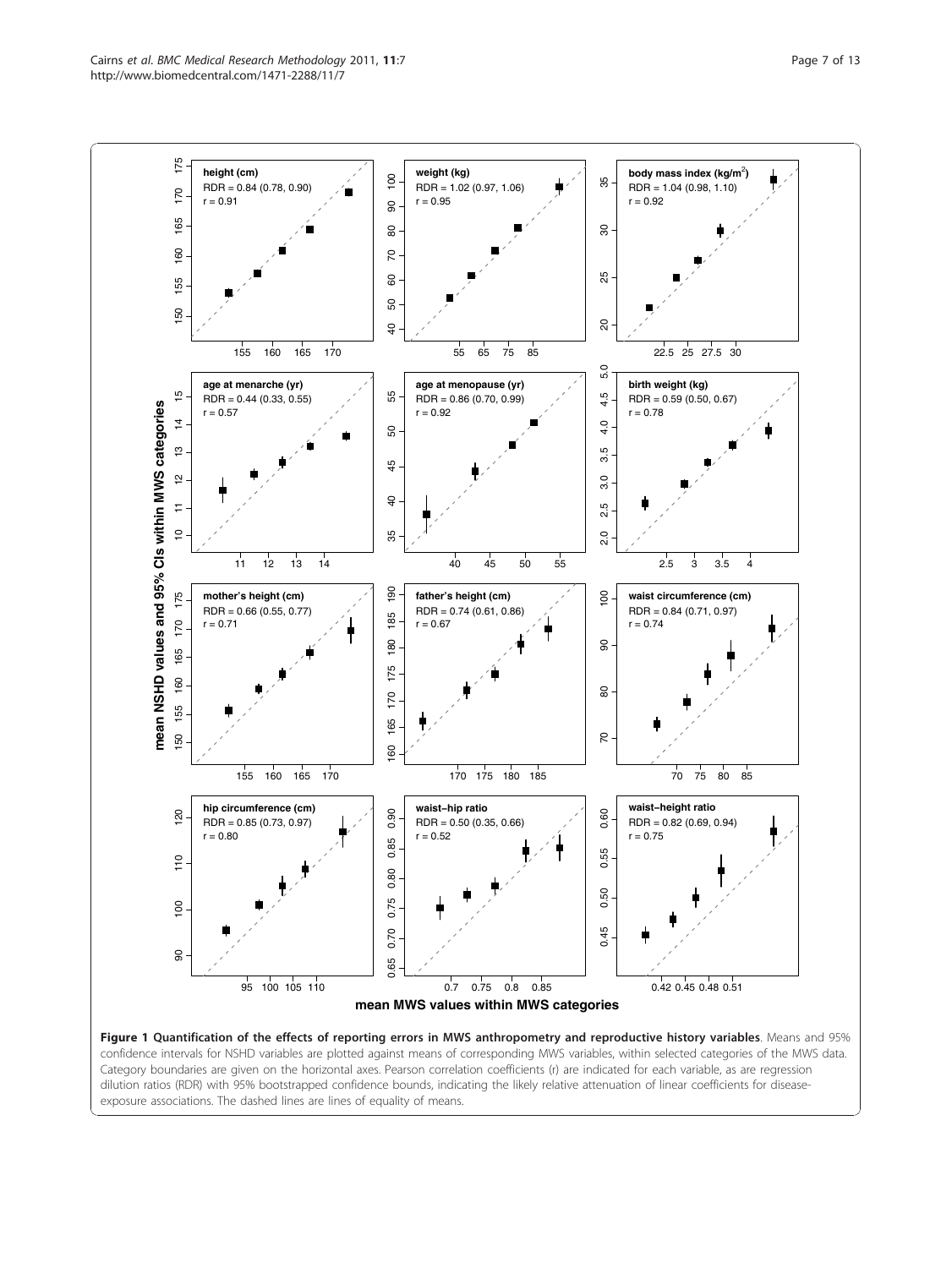**Figure 1 Quantification of the effects of reporting errors in MWS anthropometry and reproductive history variables**. Means and 95% confidence intervals for NSHD variables are plotted against means of corresponding MWS variables, within selected categories of the MWS data. Category boundaries are given on the horizontal axes. Pearson correlation coefficients (r) are indicated for each variable, as are regression dilution ratios (RDR) with 95% bootstrapped confidence bounds, indicating the likely relative attenuation of linear coefficients for disease-exposure associations. The dashed lines are lines of equality of means.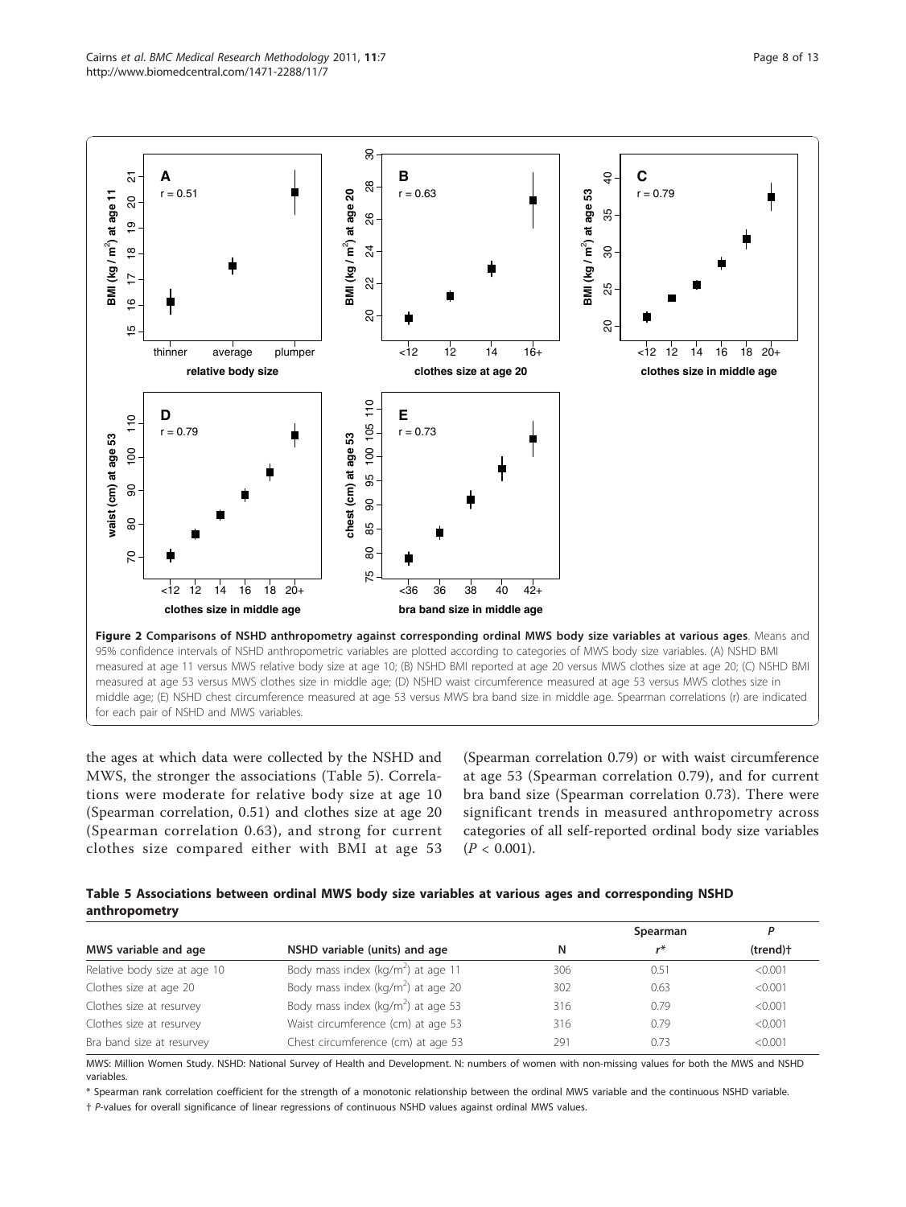**Figure 2 Comparisons of NSHD anthropometry against corresponding ordinal MWS body size variables at various ages**. Means and 95% confidence intervals of NSHD anthropometric variables are plotted according to categories of MWS body size variables. (A) NSHD BMI measured at age 11 versus MWS relative body size at age 10; (B) NSHD BMI reported at age 20 versus MWS clothes size at age 20; (C) NSHD BMI measured at age 53 versus MWS clothes size in middle age; (D) NSHD waist circumference measured at age 53 versus MWS clothes size in middle age; (E) NSHD chest circumference measured at age 53 versus MWS bra band size in middle age. Spearman correlations (r) are indicated for each pair of NSHD and MWS variables.

the ages at which data were collected by the NSHD and MWS, the stronger the associations (Table 5). Correlations were moderate for relative body size at age 10 (Spearman correlation, 0.51) and clothes size at age 20 (Spearman correlation 0.63), and strong for current clothes size compared either with BMI at age 53 (Spearman correlation 0.79) or with waist circumference at age 53 (Spearman correlation 0.79), and for current bra band size (Spearman correlation 0.73). There were significant trends in measured anthropometry across categories of all self-reported ordinal body size variables ($P < 0.001$).

**Table 5 Associations between ordinal MWS body size variables at various ages and corresponding NSHD anthropometry**

| MWS variable and age | NSHD variable (units) and age | N | Spearman $r$* | $P$ (trend)† |
|---|---|---|---|---|
| Relative body size at age 10 | Body mass index (kg/m$^2$) at age 11 | 306 | 0.51 | <0.001 |
| Clothes size at age 20 | Body mass index (kg/m$^2$) at age 20 | 302 | 0.63 | <0.001 |
| Clothes size at resurvey | Body mass index (kg/m$^2$) at age 53 | 316 | 0.79 | <0.001 |
| Clothes size at resurvey | Waist circumference (cm) at age 53 | 316 | 0.79 | <0.001 |
| Bra band size at resurvey | Chest circumference (cm) at age 53 | 291 | 0.73 | <0.001 |

MWS: Million Women Study. NSHD: National Survey of Health and Development. N: numbers of women with non-missing values for both the MWS and NSHD variables.

* Spearman rank correlation coefficient for the strength of a monotonic relationship between the ordinal MWS variable and the continuous NSHD variable.

† $P$-values for overall significance of linear regressions of continuous NSHD values against ordinal MWS values.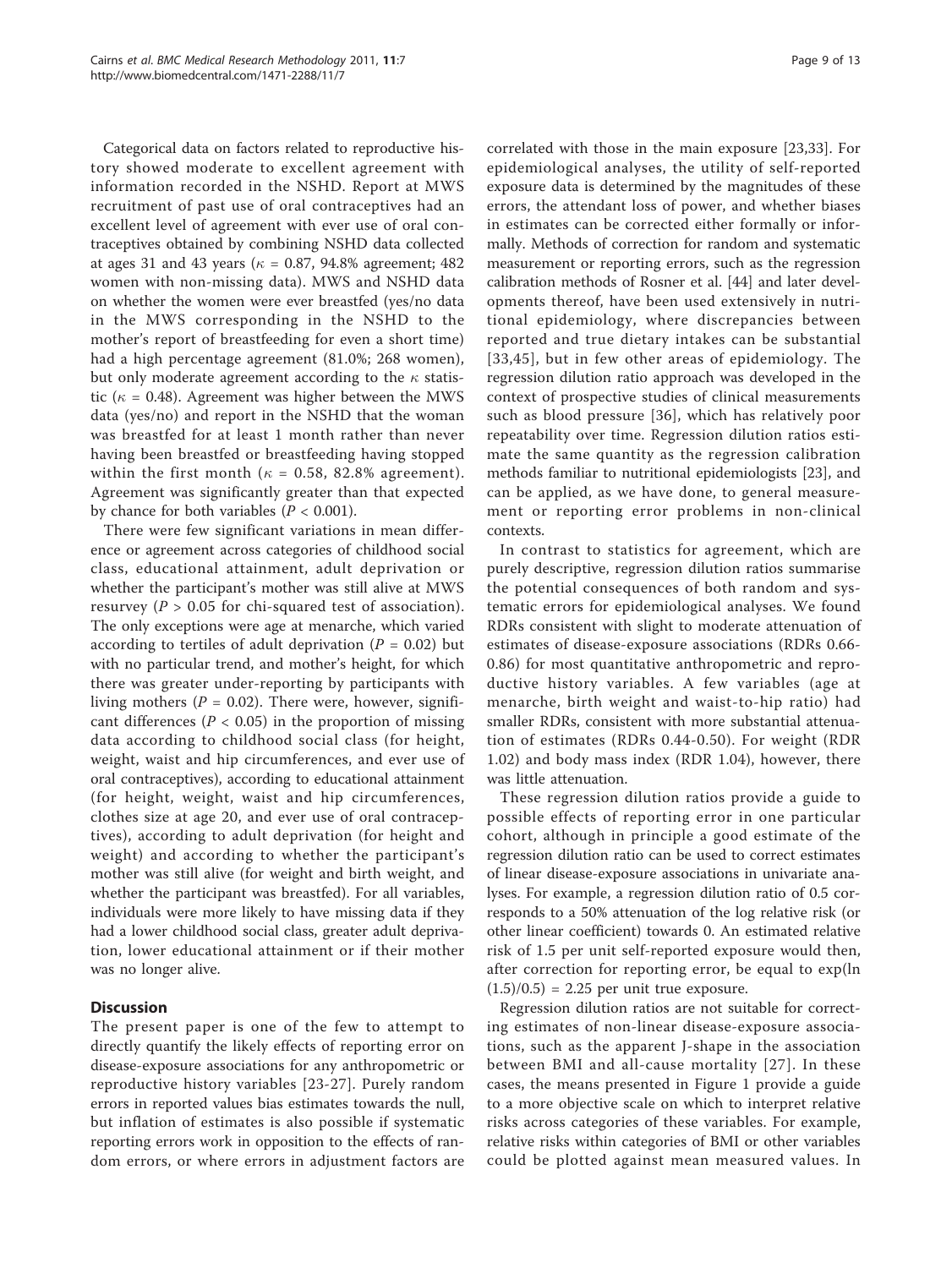Categorical data on factors related to reproductive history showed moderate to excellent agreement with information recorded in the NSHD. Report at MWS recruitment of past use of oral contraceptives had an excellent level of agreement with ever use of oral contraceptives obtained by combining NSHD data collected at ages 31 and 43 years ($\kappa$ = 0.87, 94.8% agreement; 482 women with non-missing data). MWS and NSHD data on whether the women were ever breastfed (yes/no data in the MWS corresponding in the NSHD to the mother's report of breastfeeding for even a short time) had a high percentage agreement (81.0%; 268 women), but only moderate agreement according to the $\kappa$ statistic ($\kappa$ = 0.48). Agreement was higher between the MWS data (yes/no) and report in the NSHD that the woman was breastfed for at least 1 month rather than never having been breastfed or breastfeeding having stopped within the first month ($\kappa$ = 0.58, 82.8% agreement). Agreement was significantly greater than that expected by chance for both variables ($P < 0.001$).

There were few significant variations in mean difference or agreement across categories of childhood social class, educational attainment, adult deprivation or whether the participant's mother was still alive at MWS resurvey ($P > 0.05$ for chi-squared test of association). The only exceptions were age at menarche, which varied according to tertiles of adult deprivation ($P = 0.02$) but with no particular trend, and mother's height, for which there was greater under-reporting by participants with living mothers ($P = 0.02$). There were, however, significant differences ($P < 0.05$) in the proportion of missing data according to childhood social class (for height, weight, waist and hip circumferences, and ever use of oral contraceptives), according to educational attainment (for height, weight, waist and hip circumferences, clothes size at age 20, and ever use of oral contraceptives), according to adult deprivation (for height and weight) and according to whether the participant's mother was still alive (for weight and birth weight, and whether the participant was breastfed). For all variables, individuals were more likely to have missing data if they had a lower childhood social class, greater adult deprivation, lower educational attainment or if their mother was no longer alive.

## Discussion

The present paper is one of the few to attempt to directly quantify the likely effects of reporting error on disease-exposure associations for any anthropometric or reproductive history variables [23-27]. Purely random errors in reported values bias estimates towards the null, but inflation of estimates is also possible if systematic reporting errors work in opposition to the effects of random errors, or where errors in adjustment factors are correlated with those in the main exposure [23,33]. For epidemiological analyses, the utility of self-reported exposure data is determined by the magnitudes of these errors, the attendant loss of power, and whether biases in estimates can be corrected either formally or informally. Methods of correction for random and systematic measurement or reporting errors, such as the regression calibration methods of Rosner et al. [44] and later developments thereof, have been used extensively in nutritional epidemiology, where discrepancies between reported and true dietary intakes can be substantial [33,45], but in few other areas of epidemiology. The regression dilution ratio approach was developed in the context of prospective studies of clinical measurements such as blood pressure [36], which has relatively poor repeatability over time. Regression dilution ratios estimate the same quantity as the regression calibration methods familiar to nutritional epidemiologists [23], and can be applied, as we have done, to general measurement or reporting error problems in non-clinical contexts.

In contrast to statistics for agreement, which are purely descriptive, regression dilution ratios summarise the potential consequences of both random and systematic errors for epidemiological analyses. We found RDRs consistent with slight to moderate attenuation of estimates of disease-exposure associations (RDRs 0.66-0.86) for most quantitative anthropometric and reproductive history variables. A few variables (age at menarche, birth weight and waist-to-hip ratio) had smaller RDRs, consistent with more substantial attenuation of estimates (RDRs 0.44-0.50). For weight (RDR 1.02) and body mass index (RDR 1.04), however, there was little attenuation.

These regression dilution ratios provide a guide to possible effects of reporting error in one particular cohort, although in principle a good estimate of the regression dilution ratio can be used to correct estimates of linear disease-exposure associations in univariate analyses. For example, a regression dilution ratio of 0.5 corresponds to a 50% attenuation of the log relative risk (or other linear coefficient) towards 0. An estimated relative risk of 1.5 per unit self-reported exposure would then, after correction for reporting error, be equal to $\exp(\ln(1.5)/0.5) = 2.25$ per unit true exposure.

Regression dilution ratios are not suitable for correcting estimates of non-linear disease-exposure associations, such as the apparent J-shape in the association between BMI and all-cause mortality [27]. In these cases, the means presented in Figure 1 provide a guide to a more objective scale on which to interpret relative risks across categories of these variables. For example, relative risks within categories of BMI or other variables could be plotted against mean measured values. In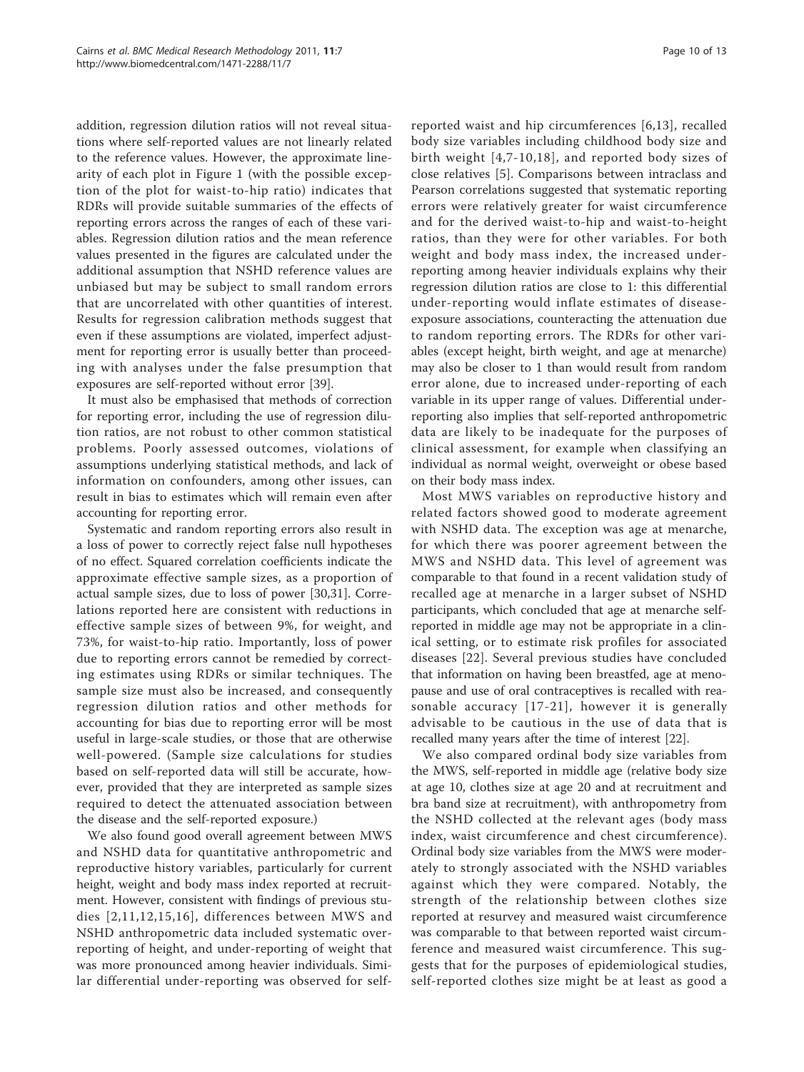addition, regression dilution ratios will not reveal situations where self-reported values are not linearly related to the reference values. However, the approximate linearity of each plot in Figure 1 (with the possible exception of the plot for waist-to-hip ratio) indicates that RDRs will provide suitable summaries of the effects of reporting errors across the ranges of each of these variables. Regression dilution ratios and the mean reference values presented in the figures are calculated under the additional assumption that NSHD reference values are unbiased but may be subject to small random errors that are uncorrelated with other quantities of interest. Results for regression calibration methods suggest that even if these assumptions are violated, imperfect adjustment for reporting error is usually better than proceeding with analyses under the false presumption that exposures are self-reported without error [39].

It must also be emphasised that methods of correction for reporting error, including the use of regression dilution ratios, are not robust to other common statistical problems. Poorly assessed outcomes, violations of assumptions underlying statistical methods, and lack of information on confounders, among other issues, can result in bias to estimates which will remain even after accounting for reporting error.

Systematic and random reporting errors also result in a loss of power to correctly reject false null hypotheses of no effect. Squared correlation coefficients indicate the approximate effective sample sizes, as a proportion of actual sample sizes, due to loss of power [30,31]. Correlations reported here are consistent with reductions in effective sample sizes of between 9%, for weight, and 73%, for waist-to-hip ratio. Importantly, loss of power due to reporting errors cannot be remedied by correcting estimates using RDRs or similar techniques. The sample size must also be increased, and consequently regression dilution ratios and other methods for accounting for bias due to reporting error will be most useful in large-scale studies, or those that are otherwise well-powered. (Sample size calculations for studies based on self-reported data will still be accurate, however, provided that they are interpreted as sample sizes required to detect the attenuated association between the disease and the self-reported exposure.)

We also found good overall agreement between MWS and NSHD data for quantitative anthropometric and reproductive history variables, particularly for current height, weight and body mass index reported at recruitment. However, consistent with findings of previous studies [2,11,12,15,16], differences between MWS and NSHD anthropometric data included systematic over-reporting of height, and under-reporting of weight that was more pronounced among heavier individuals. Similar differential under-reporting was observed for self-reported waist and hip circumferences [6,13], recalled body size variables including childhood body size and birth weight [4,7-10,18], and reported body sizes of close relatives [5]. Comparisons between intraclass and Pearson correlations suggested that systematic reporting errors were relatively greater for waist circumference and for the derived waist-to-hip and waist-to-height ratios, than they were for other variables. For both weight and body mass index, the increased under-reporting among heavier individuals explains why their regression dilution ratios are close to 1: this differential under-reporting would inflate estimates of disease-exposure associations, counteracting the attenuation due to random reporting errors. The RDRs for other variables (except height, birth weight, and age at menarche) may also be closer to 1 than would result from random error alone, due to increased under-reporting of each variable in its upper range of values. Differential under-reporting also implies that self-reported anthropometric data are likely to be inadequate for the purposes of clinical assessment, for example when classifying an individual as normal weight, overweight or obese based on their body mass index.

Most MWS variables on reproductive history and related factors showed good to moderate agreement with NSHD data. The exception was age at menarche, for which there was poorer agreement between the MWS and NSHD data. This level of agreement was comparable to that found in a recent validation study of recalled age at menarche in a larger subset of NSHD participants, which concluded that age at menarche self-reported in middle age may not be appropriate in a clinical setting, or to estimate risk profiles for associated diseases [22]. Several previous studies have concluded that information on having been breastfed, age at menopause and use of oral contraceptives is recalled with reasonable accuracy [17-21], however it is generally advisable to be cautious in the use of data that is recalled many years after the time of interest [22].

We also compared ordinal body size variables from the MWS, self-reported in middle age (relative body size at age 10, clothes size at age 20 and at recruitment and bra band size at recruitment), with anthropometry from the NSHD collected at the relevant ages (body mass index, waist circumference and chest circumference). Ordinal body size variables from the MWS were moderately to strongly associated with the NSHD variables against which they were compared. Notably, the strength of the relationship between clothes size reported at resurvey and measured waist circumference was comparable to that between reported waist circumference and measured waist circumference. This suggests that for the purposes of epidemiological studies, self-reported clothes size might be at least as good a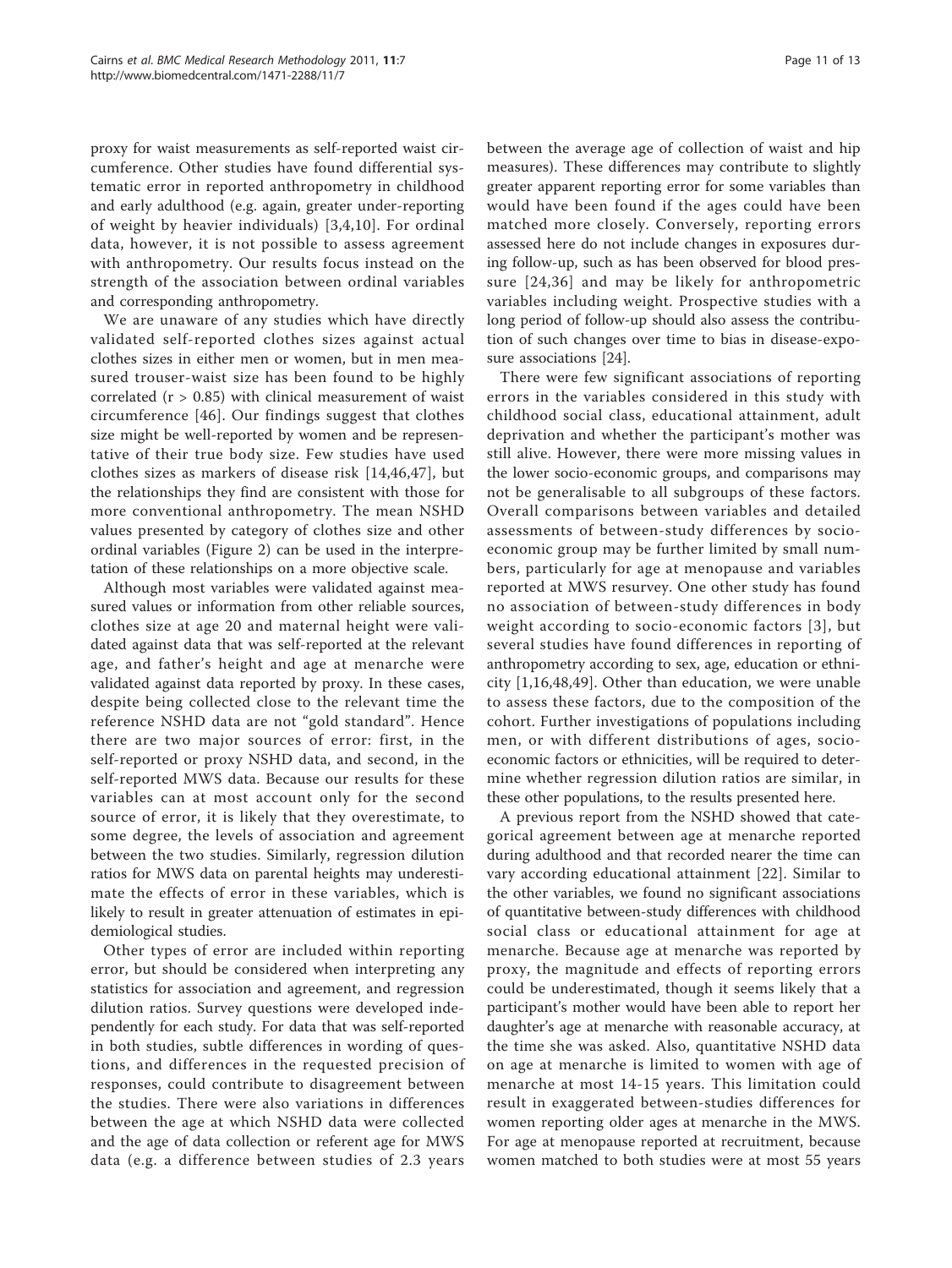proxy for waist measurements as self-reported waist circumference. Other studies have found differential systematic error in reported anthropometry in childhood and early adulthood (e.g. again, greater under-reporting of weight by heavier individuals) [3,4,10]. For ordinal data, however, it is not possible to assess agreement with anthropometry. Our results focus instead on the strength of the association between ordinal variables and corresponding anthropometry.

We are unaware of any studies which have directly validated self-reported clothes sizes against actual clothes sizes in either men or women, but in men measured trouser-waist size has been found to be highly correlated ($r > 0.85$) with clinical measurement of waist circumference [46]. Our findings suggest that clothes size might be well-reported by women and be representative of their true body size. Few studies have used clothes sizes as markers of disease risk [14,46,47], but the relationships they find are consistent with those for more conventional anthropometry. The mean NSHD values presented by category of clothes size and other ordinal variables (Figure 2) can be used in the interpretation of these relationships on a more objective scale.

Although most variables were validated against measured values or information from other reliable sources, clothes size at age 20 and maternal height were validated against data that was self-reported at the relevant age, and father's height and age at menarche were validated against data reported by proxy. In these cases, despite being collected close to the relevant time the reference NSHD data are not "gold standard". Hence there are two major sources of error: first, in the self-reported or proxy NSHD data, and second, in the self-reported MWS data. Because our results for these variables can at most account only for the second source of error, it is likely that they overestimate, to some degree, the levels of association and agreement between the two studies. Similarly, regression dilution ratios for MWS data on parental heights may underestimate the effects of error in these variables, which is likely to result in greater attenuation of estimates in epidemiological studies.

Other types of error are included within reporting error, but should be considered when interpreting any statistics for association and agreement, and regression dilution ratios. Survey questions were developed independently for each study. For data that was self-reported in both studies, subtle differences in wording of questions, and differences in the requested precision of responses, could contribute to disagreement between the studies. There were also variations in differences between the age at which NSHD data were collected and the age of data collection or referent age for MWS data (e.g. a difference between studies of 2.3 years between the average age of collection of waist and hip measures). These differences may contribute to slightly greater apparent reporting error for some variables than would have been found if the ages could have been matched more closely. Conversely, reporting errors assessed here do not include changes in exposures during follow-up, such as has been observed for blood pressure [24,36] and may be likely for anthropometric variables including weight. Prospective studies with a long period of follow-up should also assess the contribution of such changes over time to bias in disease-exposure associations [24].

There were few significant associations of reporting errors in the variables considered in this study with childhood social class, educational attainment, adult deprivation and whether the participant's mother was still alive. However, there were more missing values in the lower socio-economic groups, and comparisons may not be generalisable to all subgroups of these factors. Overall comparisons between variables and detailed assessments of between-study differences by socio-economic group may be further limited by small numbers, particularly for age at menopause and variables reported at MWS resurvey. One other study has found no association of between-study differences in body weight according to socio-economic factors [3], but several studies have found differences in reporting of anthropometry according to sex, age, education or ethnicity [1,16,48,49]. Other than education, we were unable to assess these factors, due to the composition of the cohort. Further investigations of populations including men, or with different distributions of ages, socio-economic factors or ethnicities, will be required to determine whether regression dilution ratios are similar, in these other populations, to the results presented here.

A previous report from the NSHD showed that categorical agreement between age at menarche reported during adulthood and that recorded nearer the time can vary according educational attainment [22]. Similar to the other variables, we found no significant associations of quantitative between-study differences with childhood social class or educational attainment for age at menarche. Because age at menarche was reported by proxy, the magnitude and effects of reporting errors could be underestimated, though it seems likely that a participant's mother would have been able to report her daughter's age at menarche with reasonable accuracy, at the time she was asked. Also, quantitative NSHD data on age at menarche is limited to women with age of menarche at most 14-15 years. This limitation could result in exaggerated between-studies differences for women reporting older ages at menarche in the MWS. For age at menopause reported at recruitment, because women matched to both studies were at most 55 years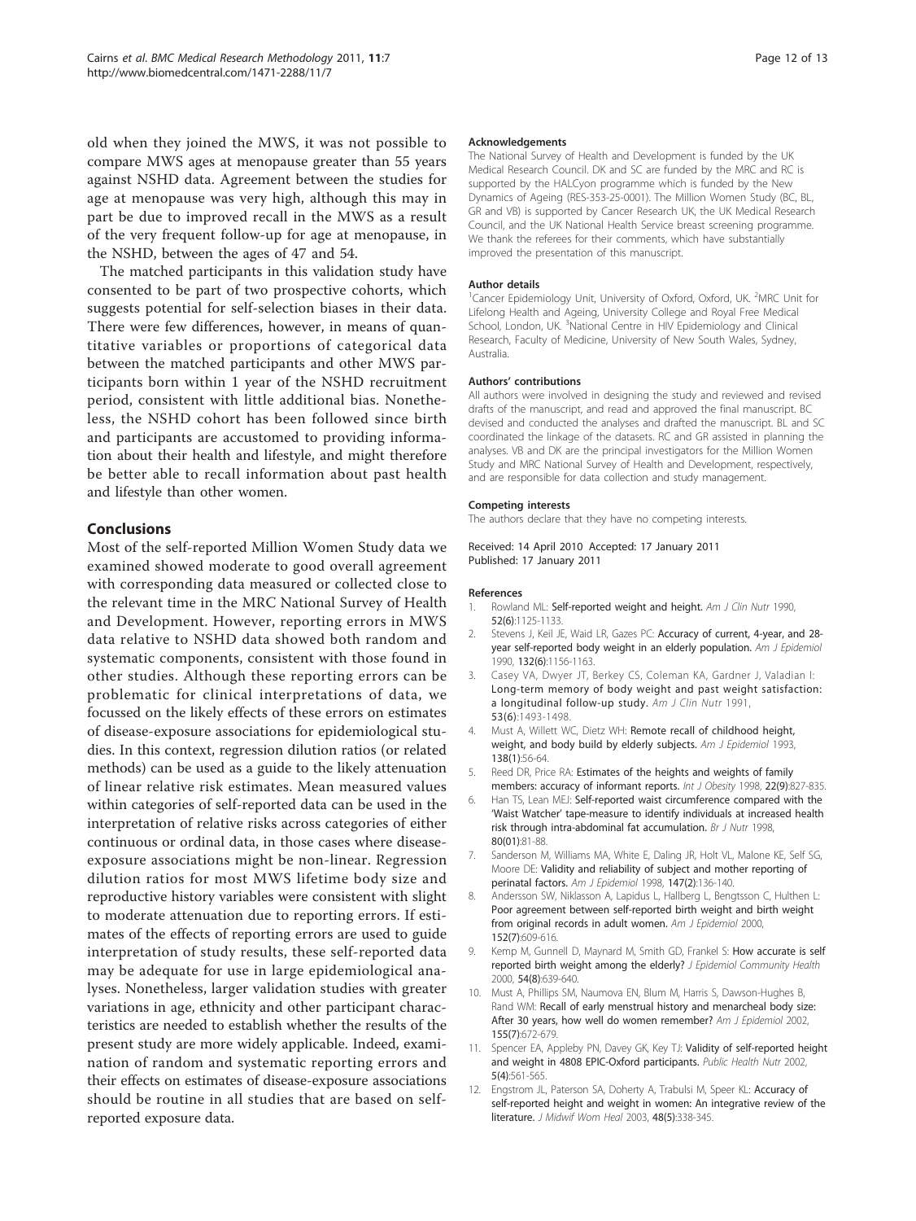old when they joined the MWS, it was not possible to compare MWS ages at menopause greater than 55 years against NSHD data. Agreement between the studies for age at menopause was very high, although this may in part be due to improved recall in the MWS as a result of the very frequent follow-up for age at menopause, in the NSHD, between the ages of 47 and 54.

The matched participants in this validation study have consented to be part of two prospective cohorts, which suggests potential for self-selection biases in their data. There were few differences, however, in means of quantitative variables or proportions of categorical data between the matched participants and other MWS participants born within 1 year of the NSHD recruitment period, consistent with little additional bias. Nonetheless, the NSHD cohort has been followed since birth and participants are accustomed to providing information about their health and lifestyle, and might therefore be better able to recall information about past health and lifestyle than other women.

## Conclusions

Most of the self-reported Million Women Study data we examined showed moderate to good overall agreement with corresponding data measured or collected close to the relevant time in the MRC National Survey of Health and Development. However, reporting errors in MWS data relative to NSHD data showed both random and systematic components, consistent with those found in other studies. Although these reporting errors can be problematic for clinical interpretations of data, we focussed on the likely effects of these errors on estimates of disease-exposure associations for epidemiological studies. In this context, regression dilution ratios (or related methods) can be used as a guide to the likely attenuation of linear relative risk estimates. Mean measured values within categories of self-reported data can be used in the interpretation of relative risks across categories of either continuous or ordinal data, in those cases where disease-exposure associations might be non-linear. Regression dilution ratios for most MWS lifetime body size and reproductive history variables were consistent with slight to moderate attenuation due to reporting errors. If estimates of the effects of reporting errors are used to guide interpretation of study results, these self-reported data may be adequate for use in large epidemiological analyses. Nonetheless, larger validation studies with greater variations in age, ethnicity and other participant characteristics are needed to establish whether the results of the present study are more widely applicable. Indeed, examination of random and systematic reporting errors and their effects on estimates of disease-exposure associations should be routine in all studies that are based on self-reported exposure data.

#### Acknowledgements

The National Survey of Health and Development is funded by the UK Medical Research Council. DK and SC are funded by the MRC and RC is supported by the HALCyon programme which is funded by the New Dynamics of Ageing (RES-353-25-0001). The Million Women Study (BC, BL, GR and VB) is supported by Cancer Research UK, the UK Medical Research Council, and the UK National Health Service breast screening programme. We thank the referees for their comments, which have substantially improved the presentation of this manuscript.

#### Author details

[1]Cancer Epidemiology Unit, University of Oxford, Oxford, UK. [2]MRC Unit for Lifelong Health and Ageing, University College and Royal Free Medical School, London, UK. [3]National Centre in HIV Epidemiology and Clinical Research, Faculty of Medicine, University of New South Wales, Sydney, Australia.

#### Authors' contributions

All authors were involved in designing the study and reviewed and revised drafts of the manuscript, and read and approved the final manuscript. BC devised and conducted the analyses and drafted the manuscript. BL and SC coordinated the linkage of the datasets. RC and GR assisted in planning the analyses. VB and DK are the principal investigators for the Million Women Study and MRC National Survey of Health and Development, respectively, and are responsible for data collection and study management.

#### Competing interests

The authors declare that they have no competing interests.

Received: 14 April 2010 Accepted: 17 January 2011
Published: 17 January 2011

#### References

1. Rowland ML: **Self-reported weight and height.** *Am J Clin Nutr* 1990, **52(6)**:1125-1133.
2. Stevens J, Keil JE, Waid LR, Gazes PC: **Accuracy of current, 4-year, and 28-year self-reported body weight in an elderly population.** *Am J Epidemiol* 1990, **132(6)**:1156-1163.
3. Casey VA, Dwyer JT, Berkey CS, Coleman KA, Gardner J, Valadian I: **Long-term memory of body weight and past weight satisfaction: a longitudinal follow-up study.** *Am J Clin Nutr* 1991, **53(6)**:1493-1498.
4. Must A, Willett WC, Dietz WH: **Remote recall of childhood height, weight, and body build by elderly subjects.** *Am J Epidemiol* 1993, **138(1)**:56-64.
5. Reed DR, Price RA: **Estimates of the heights and weights of family members: accuracy of informant reports.** *Int J Obesity* 1998, **22(9)**:827-835.
6. Han TS, Lean MEJ: **Self-reported waist circumference compared with the 'Waist Watcher' tape-measure to identify individuals at increased health risk through intra-abdominal fat accumulation.** *Br J Nutr* 1998, **80(01)**:81-88.
7. Sanderson M, Williams MA, White E, Daling JR, Holt VL, Malone KE, Self SG, Moore DE: **Validity and reliability of subject and mother reporting of perinatal factors.** *Am J Epidemiol* 1998, **147(2)**:136-140.
8. Andersson SW, Niklasson A, Lapidus L, Hallberg L, Bengtsson C, Hulthen L: **Poor agreement between self-reported birth weight and birth weight from original records in adult women.** *Am J Epidemiol* 2000, **152(7)**:609-616.
9. Kemp M, Gunnell D, Maynard M, Smith GD, Frankel S: **How accurate is self reported birth weight among the elderly?** *J Epidemiol Community Health* 2000, **54(8)**:639-640.
10. Must A, Phillips SM, Naumova EN, Blum M, Harris S, Dawson-Hughes B, Rand WM: **Recall of early menstrual history and menarcheal body size: After 30 years, how well do women remember?** *Am J Epidemiol* 2002, **155(7)**:672-679.
11. Spencer EA, Appleby PN, Davey GK, Key TJ: **Validity of self-reported height and weight in 4808 EPIC-Oxford participants.** *Public Health Nutr* 2002, **5(4)**:561-565.
12. Engstrom JL, Paterson SA, Doherty A, Trabulsi M, Speer KL: **Accuracy of self-reported height and weight in women: An integrative review of the literature.** *J Midwif Wom Heal* 2003, **48(5)**:338-345.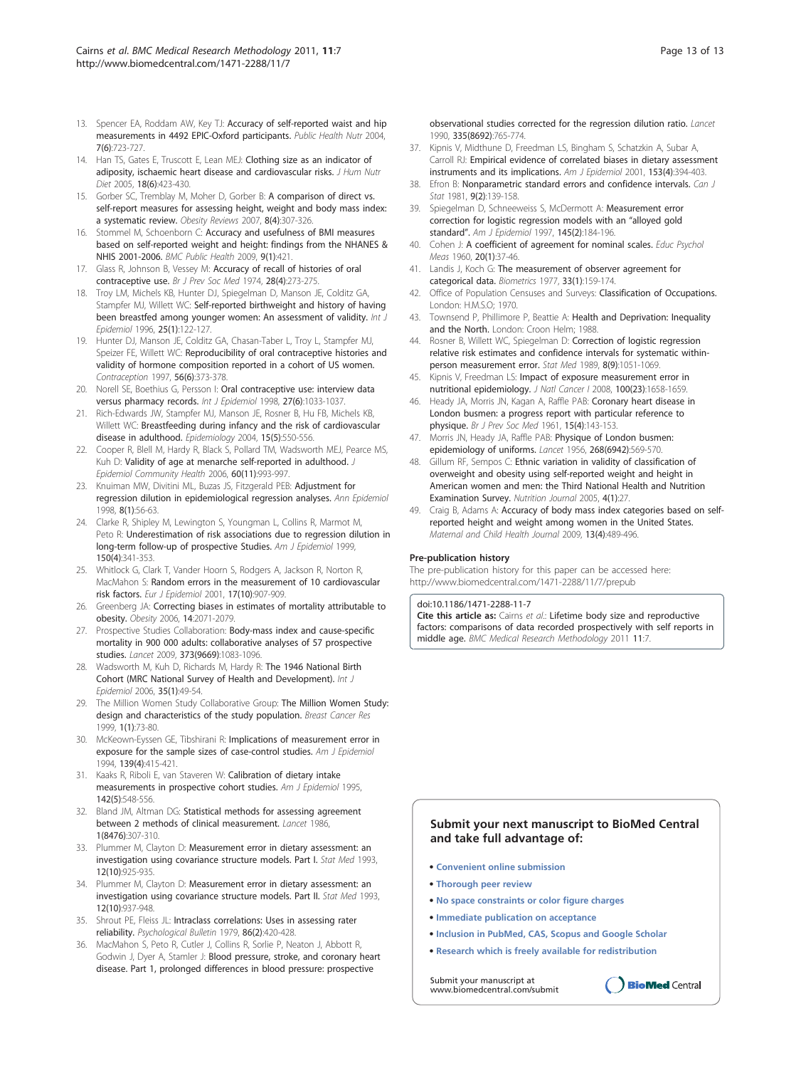13. Spencer EA, Roddam AW, Key TJ: **Accuracy of self-reported waist and hip measurements in 4492 EPIC-Oxford participants.** *Public Health Nutr* 2004, **7(6)**:723-727.
14. Han TS, Gates E, Truscott E, Lean MEJ: **Clothing size as an indicator of adiposity, ischaemic heart disease and cardiovascular risks.** *J Hum Nutr Diet* 2005, **18(6)**:423-430.
15. Gorber SC, Tremblay M, Moher D, Gorber B: **A comparison of direct vs. self-report measures for assessing height, weight and body mass index: a systematic review.** *Obesity Reviews* 2007, **8(4)**:307-326.
16. Stommel M, Schoenborn C: **Accuracy and usefulness of BMI measures based on self-reported weight and height: findings from the NHANES & NHIS 2001-2006.** *BMC Public Health* 2009, **9(1)**:421.
17. Glass R, Johnson B, Vessey M: **Accuracy of recall of histories of oral contraceptive use.** *Br J Prev Soc Med* 1974, **28(4)**:273-275.
18. Troy LM, Michels KB, Hunter DJ, Spiegelman D, Manson JE, Colditz GA, Stampfer MJ, Willett WC: **Self-reported birthweight and history of having been breastfed among younger women: An assessment of validity.** *Int J Epidemiol* 1996, **25(1)**:122-127.
19. Hunter DJ, Manson JE, Colditz GA, Chasan-Taber L, Troy L, Stampfer MJ, Speizer FE, Willett WC: **Reproducibility of oral contraceptive histories and validity of hormone composition reported in a cohort of US women.** *Contraception* 1997, **56(6)**:373-378.
20. Norell SE, Boethius G, Persson I: **Oral contraceptive use: interview data versus pharmacy records.** *Int J Epidemiol* 1998, **27(6)**:1033-1037.
21. Rich-Edwards JW, Stampfer MJ, Manson JE, Rosner B, Hu FB, Michels KB, Willett WC: **Breastfeeding during infancy and the risk of cardiovascular disease in adulthood.** *Epidemiology* 2004, **15(5)**:550-556.
22. Cooper R, Blell M, Hardy R, Black S, Pollard TM, Wadsworth MEJ, Pearce MS, Kuh D: **Validity of age at menarche self-reported in adulthood.** *J Epidemiol Community Health* 2006, **60(11)**:993-997.
23. Knuiman MW, Divitini ML, Buzas JS, Fitzgerald PEB: **Adjustment for regression dilution in epidemiological regression analyses.** *Ann Epidemiol* 1998, **8(1)**:56-63.
24. Clarke R, Shipley M, Lewington S, Youngman L, Collins R, Marmot M, Peto R: **Underestimation of risk associations due to regression dilution in long-term follow-up of prospective Studies.** *Am J Epidemiol* 1999, **150(4)**:341-353.
25. Whitlock G, Clark T, Vander Hoorn S, Rodgers A, Jackson R, Norton R, MacMahon S: **Random errors in the measurement of 10 cardiovascular risk factors.** *Eur J Epidemiol* 2001, **17(10)**:907-909.
26. Greenberg JA: **Correcting biases in estimates of mortality attributable to obesity.** *Obesity* 2006, **14**:2071-2079.
27. Prospective Studies Collaboration: **Body-mass index and cause-specific mortality in 900 000 adults: collaborative analyses of 57 prospective studies.** *Lancet* 2009, **373(9669)**:1083-1096.
28. Wadsworth M, Kuh D, Richards M, Hardy R: **The 1946 National Birth Cohort (MRC National Survey of Health and Development).** *Int J Epidemiol* 2006, **35(1)**:49-54.
29. The Million Women Study Collaborative Group: **The Million Women Study: design and characteristics of the study population.** *Breast Cancer Res* 1999, **1(1)**:73-80.
30. McKeown-Eyssen GE, Tibshirani R: **Implications of measurement error in exposure for the sample sizes of case-control studies.** *Am J Epidemiol* 1994, **139(4)**:415-421.
31. Kaaks R, Riboli E, van Staveren W: **Calibration of dietary intake measurements in prospective cohort studies.** *Am J Epidemiol* 1995, **142(5)**:548-556.
32. Bland JM, Altman DG: **Statistical methods for assessing agreement between 2 methods of clinical measurement.** *Lancet* 1986, **1(8476)**:307-310.
33. Plummer M, Clayton D: **Measurement error in dietary assessment: an investigation using covariance structure models. Part I.** *Stat Med* 1993, **12(10)**:925-935.
34. Plummer M, Clayton D: **Measurement error in dietary assessment: an investigation using covariance structure models. Part II.** *Stat Med* 1993, **12(10)**:937-948.
35. Shrout PE, Fleiss JL: **Intraclass correlations: Uses in assessing rater reliability.** *Psychological Bulletin* 1979, **86(2)**:420-428.
36. MacMahon S, Peto R, Cutler J, Collins R, Sorlie P, Neaton J, Abbott R, Godwin J, Dyer A, Stamler J: **Blood pressure, stroke, and coronary heart disease. Part 1, prolonged differences in blood pressure: prospective observational studies corrected for the regression dilution ratio.** *Lancet* 1990, **335(8692)**:765-774.
37. Kipnis V, Midthune D, Freedman LS, Bingham S, Schatzkin A, Subar A, Carroll RJ: **Empirical evidence of correlated biases in dietary assessment instruments and its implications.** *Am J Epidemiol* 2001, **153(4)**:394-403.
38. Efron B: **Nonparametric standard errors and confidence intervals.** *Can J Stat* 1981, **9(2)**:139-158.
39. Spiegelman D, Schneeweiss S, McDermott A: **Measurement error correction for logistic regression models with an "alloyed gold standard".** *Am J Epidemiol* 1997, **145(2)**:184-196.
40. Cohen J: **A coefficient of agreement for nominal scales.** *Educ Psychol Meas* 1960, **20(1)**:37-46.
41. Landis J, Koch G: **The measurement of observer agreement for categorical data.** *Biometrics* 1977, **33(1)**:159-174.
42. Office of Population Censuses and Surveys: **Classification of Occupations.** London: H.M.S.O; 1970.
43. Townsend P, Phillimore P, Beattie A: **Health and Deprivation: Inequality and the North.** London: Croon Helm; 1988.
44. Rosner B, Willett WC, Spiegelman D: **Correction of logistic regression relative risk estimates and confidence intervals for systematic within-person measurement error.** *Stat Med* 1989, **8(9)**:1051-1069.
45. Kipnis V, Freedman LS: **Impact of exposure measurement error in nutritional epidemiology.** *J Natl Cancer I* 2008, **100(23)**:1658-1659.
46. Heady JA, Morris JN, Kagan A, Raffle PAB: **Coronary heart disease in London busmen: a progress report with particular reference to physique.** *Br J Prev Soc Med* 1961, **15(4)**:143-153.
47. Morris JN, Heady JA, Raffle PAB: **Physique of London busmen: epidemiology of uniforms.** *Lancet* 1956, **268(6942)**:569-570.
48. Gillum RF, Sempos C: **Ethnic variation in validity of classification of overweight and obesity using self-reported weight and height in American women and men: the Third National Health and Nutrition Examination Survey.** *Nutrition Journal* 2005, **4(1)**:27.
49. Craig B, Adams A: **Accuracy of body mass index categories based on self-reported height and weight among women in the United States.** *Maternal and Child Health Journal* 2009, **13(4)**:489-496.

### Pre-publication history

The pre-publication history for this paper can be accessed here: http://www.biomedcentral.com/1471-2288/11/7/prepub

doi:10.1186/1471-2288-11-7

**Cite this article as:** Cairns *et al.*: Lifetime body size and reproductive factors: comparisons of data recorded prospectively with self reports in middle age. *BMC Medical Research Methodology* 2011 **11**:7.

**Submit your next manuscript to BioMed Central and take full advantage of:**

- Convenient online submission
- Thorough peer review
- No space constraints or color figure charges
- Immediate publication on acceptance
- Inclusion in PubMed, CAS, Scopus and Google Scholar
- Research which is freely available for redistribution

Submit your manuscript at www.biomedcentral.com/submit

BioMed Central